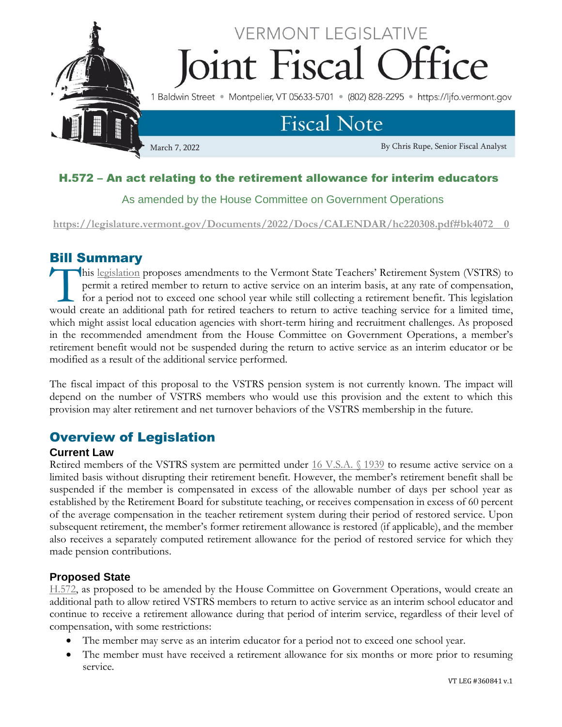VERMONT LEGISLATIVE

# Joint Fiscal Office

1 Baldwin Street • Montpelier, VT 05633-5701 • (802) 828-2295 • https://ljfo.vermont.gov

## Fiscal Note

March 7, 2022

By Chris Rupe, Senior Fiscal Analyst

## H.572 – An act relating to the retirement allowance for interim educators

As amended by the House Committee on Government Operations

https://legislature.vermont.gov/Documents/2022/Docs/CALENDAR/hc220308.pdf#bk4072__0

## Bill Summary

This legislation proposes amendments to the Vermont State Teachers' Retirement System (VSTRS) to permit a retired member to return to active service on an interim basis, at any rate of compensation, for a period not to exceed one school year while still collecting a retirement benefit. This legislation would create an additional path for retired teachers to return to active teaching service for a limited time, which might assist local education agencies with short-term hiring and recruitment challenges. As proposed in the recommended amendment from the House Committee on Government Operations, a member's retirement benefit would not be suspended during the return to active service as an interim educator or be modified as a result of the additional service performed.

The fiscal impact of this proposal to the VSTRS pension system is not currently known. The impact will depend on the number of VSTRS members who would use this provision and the extent to which this provision may alter retirement and net turnover behaviors of the VSTRS membership in the future.

## Overview of Legislation

### Current Law

Retired members of the VSTRS system are permitted under 16 V.S.A. § 1939 to resume active service on a limited basis without disrupting their retirement benefit. However, the member's retirement benefit shall be suspended if the member is compensated in excess of the allowable number of days per school year as established by the Retirement Board for substitute teaching, or receives compensation in excess of 60 percent of the average compensation in the teacher retirement system during their period of restored service. Upon subsequent retirement, the member's former retirement allowance is restored (if applicable), and the member also receives a separately computed retirement allowance for the period of restored service for which they made pension contributions.

### Proposed State

H.572, as proposed to be amended by the House Committee on Government Operations, would create an additional path to allow retired VSTRS members to return to active service as an interim school educator and continue to receive a retirement allowance during that period of interim service, regardless of their level of compensation, with some restrictions:

- The member may serve as an interim educator for a period not to exceed one school year.
- The member must have received a retirement allowance for six months or more prior to resuming service.

VT LEG #360841 v.1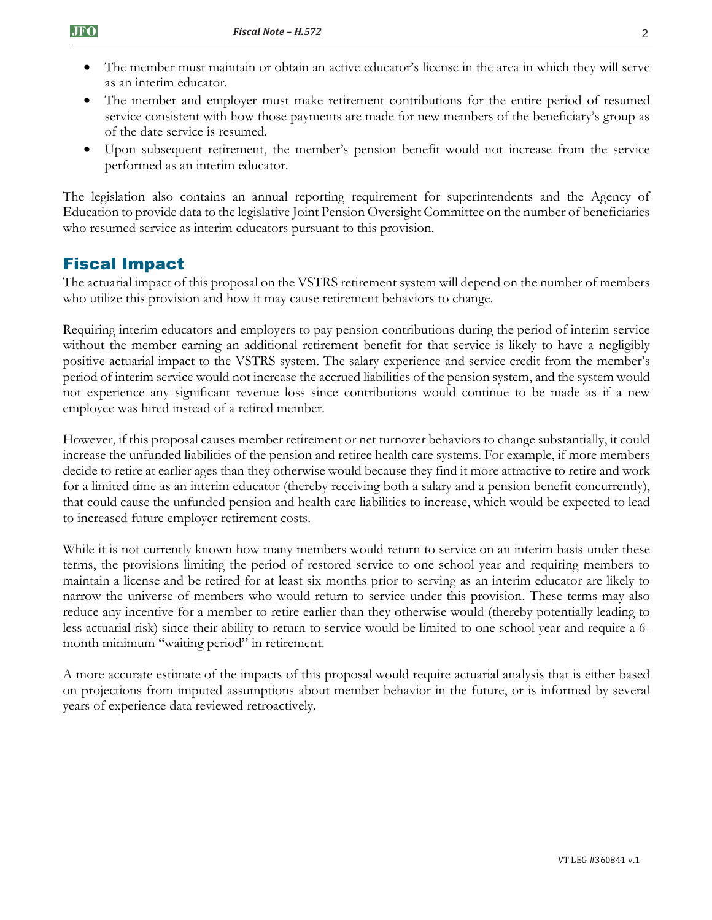- The member must maintain or obtain an active educator's license in the area in which they will serve as an interim educator.
- The member and employer must make retirement contributions for the entire period of resumed service consistent with how those payments are made for new members of the beneficiary's group as of the date service is resumed.
- Upon subsequent retirement, the member's pension benefit would not increase from the service performed as an interim educator.

The legislation also contains an annual reporting requirement for superintendents and the Agency of Education to provide data to the legislative Joint Pension Oversight Committee on the number of beneficiaries who resumed service as interim educators pursuant to this provision.

## Fiscal Impact

The actuarial impact of this proposal on the VSTRS retirement system will depend on the number of members who utilize this provision and how it may cause retirement behaviors to change.

Requiring interim educators and employers to pay pension contributions during the period of interim service without the member earning an additional retirement benefit for that service is likely to have a negligibly positive actuarial impact to the VSTRS system. The salary experience and service credit from the member's period of interim service would not increase the accrued liabilities of the pension system, and the system would not experience any significant revenue loss since contributions would continue to be made as if a new employee was hired instead of a retired member.

However, if this proposal causes member retirement or net turnover behaviors to change substantially, it could increase the unfunded liabilities of the pension and retiree health care systems. For example, if more members decide to retire at earlier ages than they otherwise would because they find it more attractive to retire and work for a limited time as an interim educator (thereby receiving both a salary and a pension benefit concurrently), that could cause the unfunded pension and health care liabilities to increase, which would be expected to lead to increased future employer retirement costs.

While it is not currently known how many members would return to service on an interim basis under these terms, the provisions limiting the period of restored service to one school year and requiring members to maintain a license and be retired for at least six months prior to serving as an interim educator are likely to narrow the universe of members who would return to service under this provision. These terms may also reduce any incentive for a member to retire earlier than they otherwise would (thereby potentially leading to less actuarial risk) since their ability to return to service would be limited to one school year and require a 6-month minimum "waiting period" in retirement.

A more accurate estimate of the impacts of this proposal would require actuarial analysis that is either based on projections from imputed assumptions about member behavior in the future, or is informed by several years of experience data reviewed retroactively.

VT LEG #360841 v.1